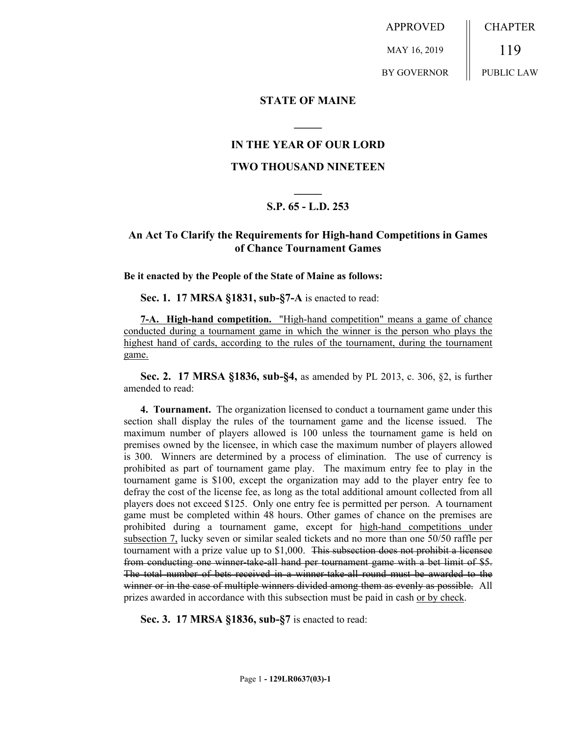APPROVED MAY 16, 2019 BY GOVERNOR

CHAPTER 119 PUBLIC LAW

**STATE OF MAINE**

**IN THE YEAR OF OUR LORD**

**TWO THOUSAND NINETEEN**

**S.P. 65 - L.D. 253**

**An Act To Clarify the Requirements for High-hand Competitions in Games of Chance Tournament Games**

**Be it enacted by the People of the State of Maine as follows:**

**Sec. 1. 17 MRSA §1831, sub-§7-A** is enacted to read:

<u>**7-A. High-hand competition.** "High-hand competition" means a game of chance conducted during a tournament game in which the winner is the person who plays the highest hand of cards, according to the rules of the tournament, during the tournament game.</u>

**Sec. 2. 17 MRSA §1836, sub-§4,** as amended by PL 2013, c. 306, §2, is further amended to read:

**4. Tournament.** The organization licensed to conduct a tournament game under this section shall display the rules of the tournament game and the license issued. The maximum number of players allowed is 100 unless the tournament game is held on premises owned by the licensee, in which case the maximum number of players allowed is 300. Winners are determined by a process of elimination. The use of currency is prohibited as part of tournament game play. The maximum entry fee to play in the tournament game is $100, except the organization may add to the player entry fee to defray the cost of the license fee, as long as the total additional amount collected from all players does not exceed $125. Only one entry fee is permitted per person. A tournament game must be completed within 48 hours. Other games of chance on the premises are prohibited during a tournament game, except for <u>high-hand competitions under subsection 7,</u> lucky seven or similar sealed tickets and no more than one 50/50 raffle per tournament with a prize value up to $1,000. ~~This subsection does not prohibit a licensee from conducting one winner-take-all hand per tournament game with a bet limit of $5. The total number of bets received in a winner-take-all round must be awarded to the winner or in the case of multiple winners divided among them as evenly as possible.~~ All prizes awarded in accordance with this subsection must be paid in cash <u>or by check</u>.

**Sec. 3. 17 MRSA §1836, sub-§7** is enacted to read: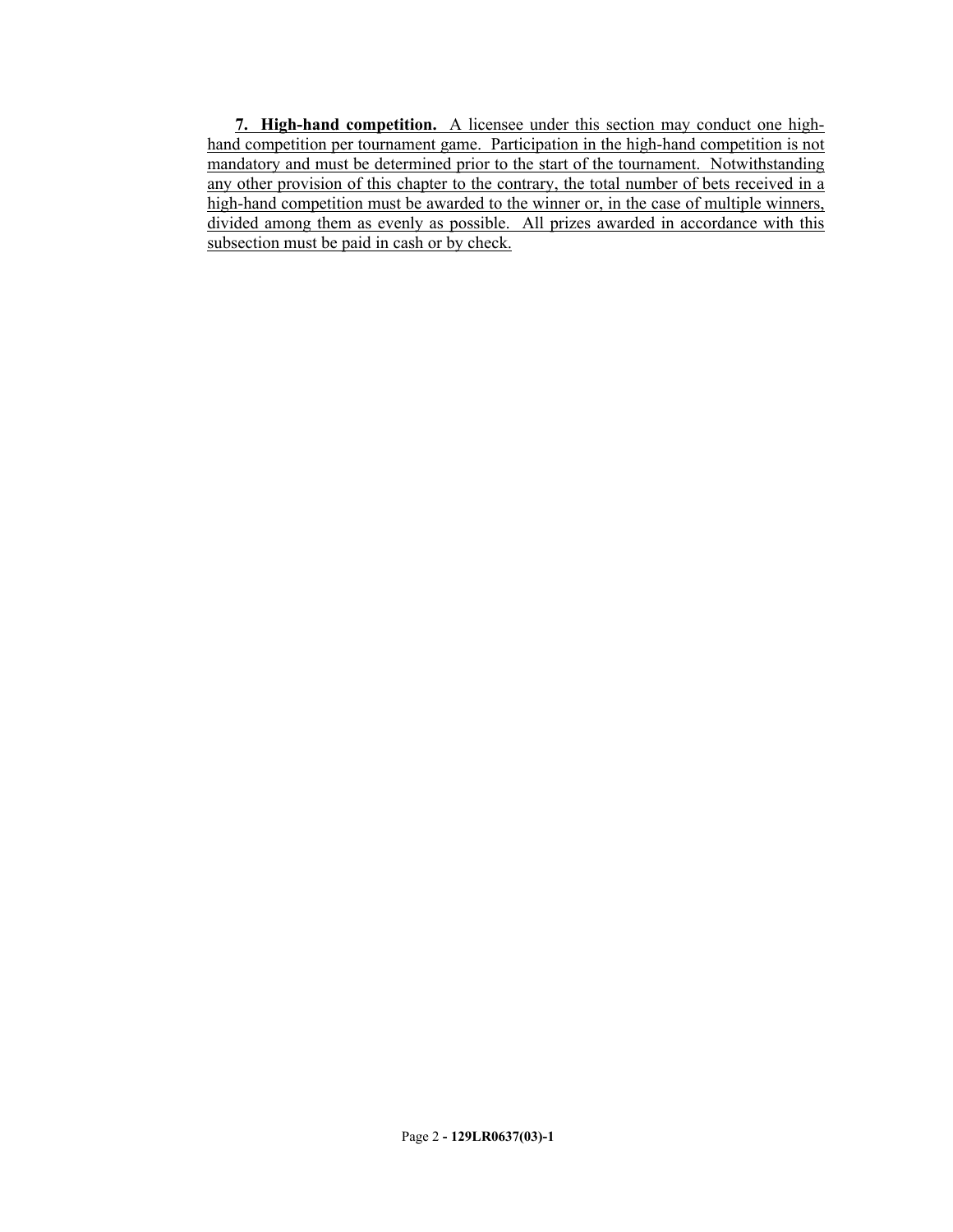**7. High-hand competition.** A licensee under this section may conduct one high-hand competition per tournament game. Participation in the high-hand competition is not mandatory and must be determined prior to the start of the tournament. Notwithstanding any other provision of this chapter to the contrary, the total number of bets received in a high-hand competition must be awarded to the winner or, in the case of multiple winners, divided among them as evenly as possible. All prizes awarded in accordance with this subsection must be paid in cash or by check.